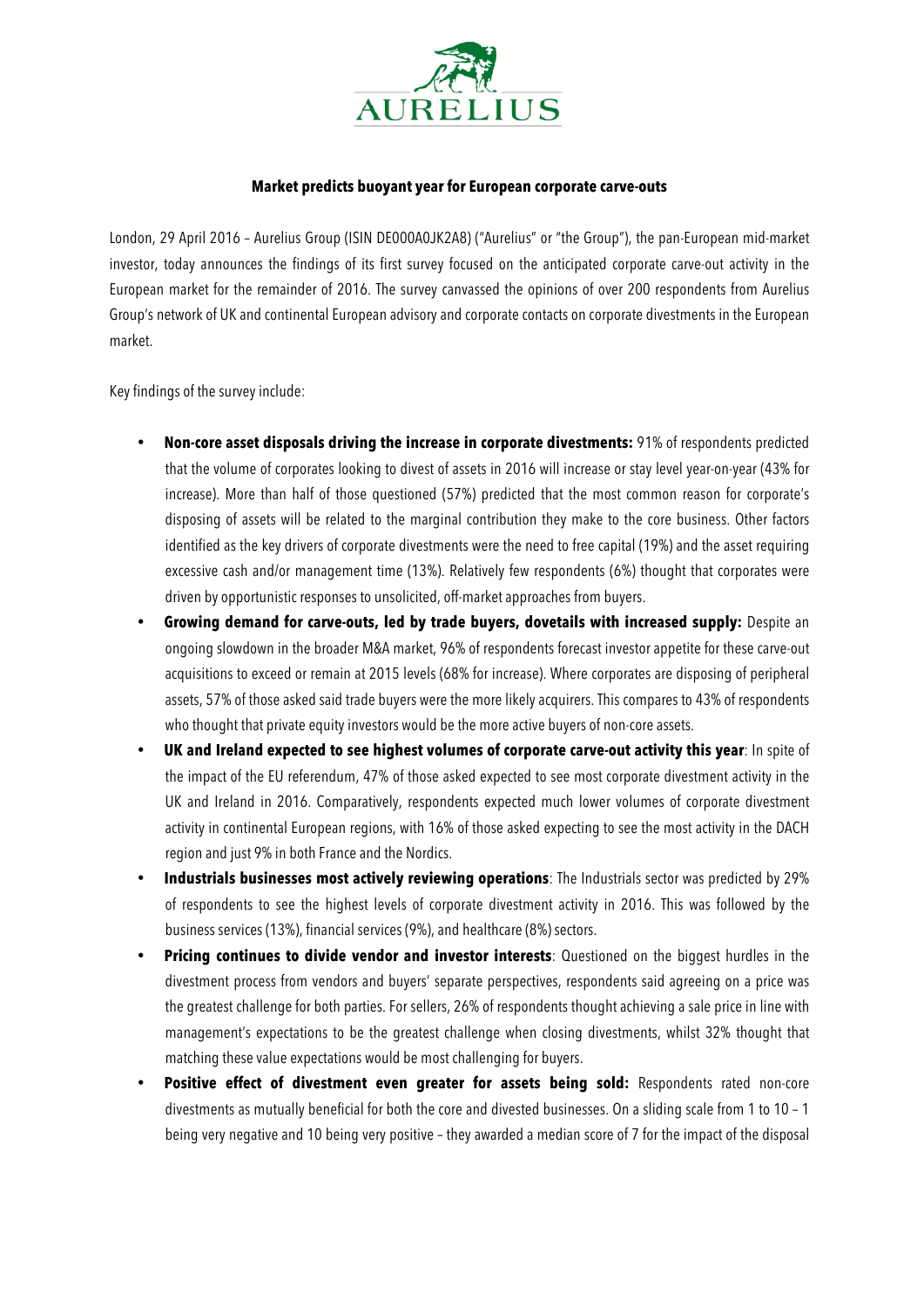AURELIUS

**Market predicts buoyant year for European corporate carve-outs**

London, 29 April 2016 – Aurelius Group (ISIN DE000A0JK2A8) ("Aurelius" or "the Group"), the pan-European mid-market investor, today announces the findings of its first survey focused on the anticipated corporate carve-out activity in the European market for the remainder of 2016. The survey canvassed the opinions of over 200 respondents from Aurelius Group's network of UK and continental European advisory and corporate contacts on corporate divestments in the European market.

Key findings of the survey include:

- **Non-core asset disposals driving the increase in corporate divestments:** 91% of respondents predicted that the volume of corporates looking to divest of assets in 2016 will increase or stay level year-on-year (43% for increase). More than half of those questioned (57%) predicted that the most common reason for corporate's disposing of assets will be related to the marginal contribution they make to the core business. Other factors identified as the key drivers of corporate divestments were the need to free capital (19%) and the asset requiring excessive cash and/or management time (13%). Relatively few respondents (6%) thought that corporates were driven by opportunistic responses to unsolicited, off-market approaches from buyers.
- **Growing demand for carve-outs, led by trade buyers, dovetails with increased supply:** Despite an ongoing slowdown in the broader M&A market, 96% of respondents forecast investor appetite for these carve-out acquisitions to exceed or remain at 2015 levels (68% for increase). Where corporates are disposing of peripheral assets, 57% of those asked said trade buyers were the more likely acquirers. This compares to 43% of respondents who thought that private equity investors would be the more active buyers of non-core assets.
- **UK and Ireland expected to see highest volumes of corporate carve-out activity this year**: In spite of the impact of the EU referendum, 47% of those asked expected to see most corporate divestment activity in the UK and Ireland in 2016. Comparatively, respondents expected much lower volumes of corporate divestment activity in continental European regions, with 16% of those asked expecting to see the most activity in the DACH region and just 9% in both France and the Nordics.
- **Industrials businesses most actively reviewing operations**: The Industrials sector was predicted by 29% of respondents to see the highest levels of corporate divestment activity in 2016. This was followed by the business services (13%), financial services (9%), and healthcare (8%) sectors.
- **Pricing continues to divide vendor and investor interests**: Questioned on the biggest hurdles in the divestment process from vendors and buyers' separate perspectives, respondents said agreeing on a price was the greatest challenge for both parties. For sellers, 26% of respondents thought achieving a sale price in line with management's expectations to be the greatest challenge when closing divestments, whilst 32% thought that matching these value expectations would be most challenging for buyers.
- **Positive effect of divestment even greater for assets being sold:** Respondents rated non-core divestments as mutually beneficial for both the core and divested businesses. On a sliding scale from 1 to 10 – 1 being very negative and 10 being very positive – they awarded a median score of 7 for the impact of the disposal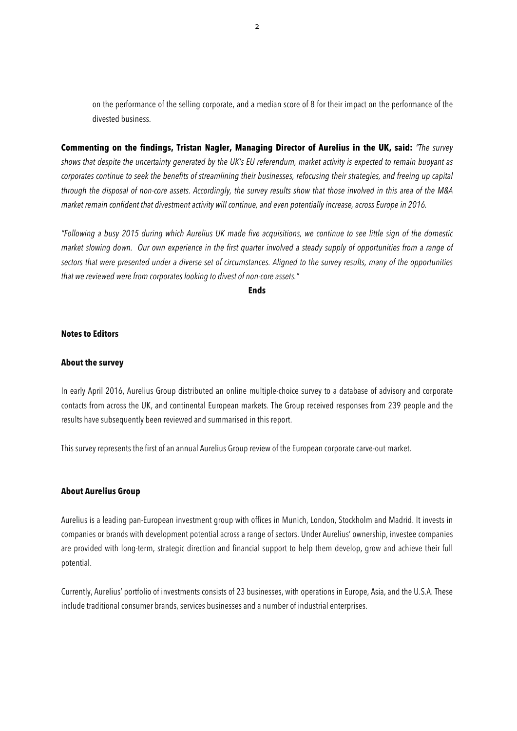on the performance of the selling corporate, and a median score of 8 for their impact on the performance of the divested business.

**Commenting on the findings, Tristan Nagler, Managing Director of Aurelius in the UK, said:** *"The survey shows that despite the uncertainty generated by the UK's EU referendum, market activity is expected to remain buoyant as corporates continue to seek the benefits of streamlining their businesses, refocusing their strategies, and freeing up capital through the disposal of non-core assets. Accordingly, the survey results show that those involved in this area of the M&A market remain confident that divestment activity will continue, and even potentially increase, across Europe in 2016.*

*"Following a busy 2015 during which Aurelius UK made five acquisitions, we continue to see little sign of the domestic market slowing down. Our own experience in the first quarter involved a steady supply of opportunities from a range of sectors that were presented under a diverse set of circumstances. Aligned to the survey results, many of the opportunities that we reviewed were from corporates looking to divest of non-core assets."*

**Ends**

**Notes to Editors**

**About the survey**

In early April 2016, Aurelius Group distributed an online multiple-choice survey to a database of advisory and corporate contacts from across the UK, and continental European markets. The Group received responses from 239 people and the results have subsequently been reviewed and summarised in this report.

This survey represents the first of an annual Aurelius Group review of the European corporate carve-out market.

**About Aurelius Group**

Aurelius is a leading pan-European investment group with offices in Munich, London, Stockholm and Madrid. It invests in companies or brands with development potential across a range of sectors. Under Aurelius' ownership, investee companies are provided with long-term, strategic direction and financial support to help them develop, grow and achieve their full potential.

Currently, Aurelius' portfolio of investments consists of 23 businesses, with operations in Europe, Asia, and the U.S.A. These include traditional consumer brands, services businesses and a number of industrial enterprises.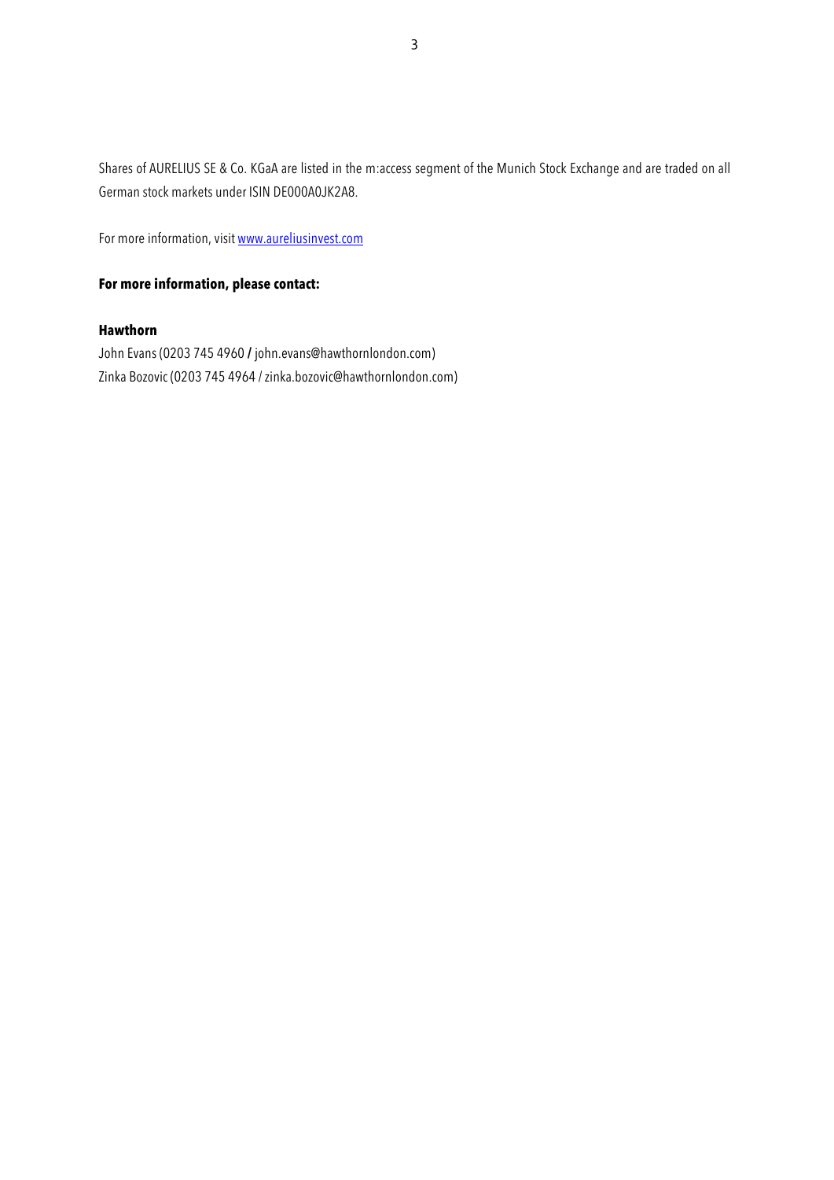Shares of AURELIUS SE & Co. KGaA are listed in the m:access segment of the Munich Stock Exchange and are traded on all German stock markets under ISIN DE000A0JK2A8.

For more information, visit [www.aureliusinvest.com](http://www.aureliusinvest.com)

**For more information, please contact:**

**Hawthorn**

John Evans (0203 745 4960 / john.evans@hawthornlondon.com)
Zinka Bozovic (0203 745 4964 / zinka.bozovic@hawthornlondon.com)